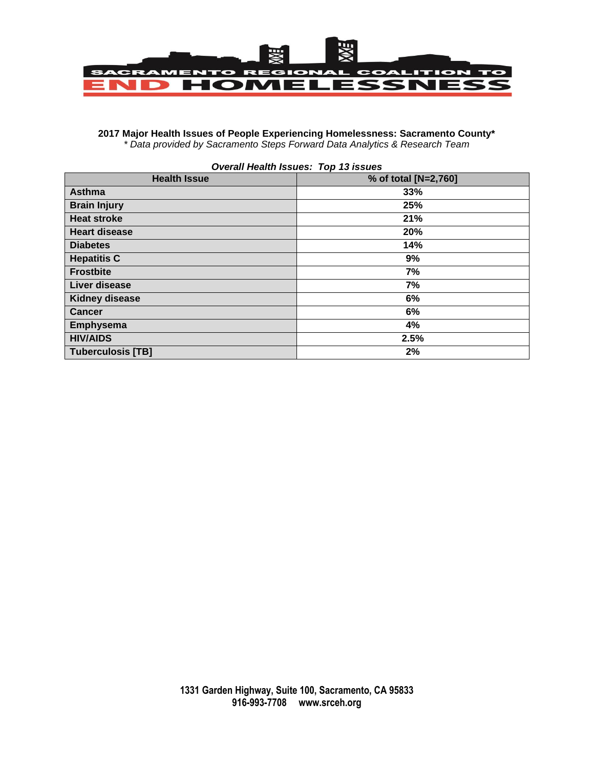SACRAMENTO REGIONAL COALITION TO

END HOMELESSNESS

**2017 Major Health Issues of People Experiencing Homelessness: Sacramento County***

*\* Data provided by Sacramento Steps Forward Data Analytics & Research Team*

***Overall Health Issues: Top 13 issues***

| Health Issue | % of total [N=2,760] |
|---|---|
| **Asthma** | **33%** |
| **Brain Injury** | **25%** |
| **Heat stroke** | **21%** |
| **Heart disease** | **20%** |
| **Diabetes** | **14%** |
| **Hepatitis C** | **9%** |
| **Frostbite** | **7%** |
| **Liver disease** | **7%** |
| **Kidney disease** | **6%** |
| **Cancer** | **6%** |
| **Emphysema** | **4%** |
| **HIV/AIDS** | **2.5%** |
| **Tuberculosis [TB]** | **2%** |

**1331 Garden Highway, Suite 100, Sacramento, CA 95833**
**916-993-7708 www.srceh.org**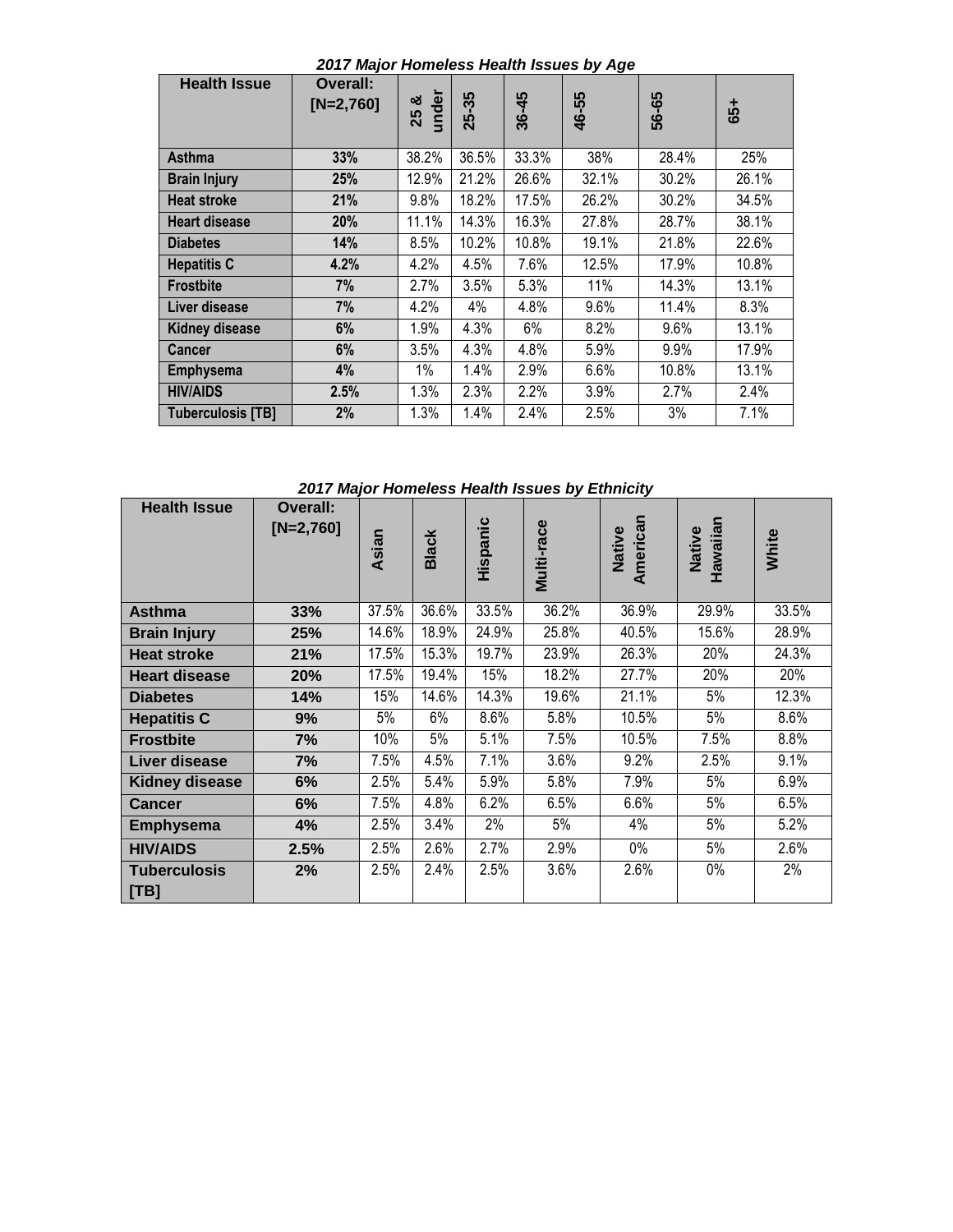***2017 Major Homeless Health Issues by Age***

| Health Issue | Overall: [N=2,760] | 25 & under | 25-35 | 36-45 | 46-55 | 56-65 | 65+ |
|---|---|---|---|---|---|---|---|
| **Asthma** | **33%** | 38.2% | 36.5% | 33.3% | 38% | 28.4% | 25% |
| **Brain Injury** | **25%** | 12.9% | 21.2% | 26.6% | 32.1% | 30.2% | 26.1% |
| **Heat stroke** | **21%** | 9.8% | 18.2% | 17.5% | 26.2% | 30.2% | 34.5% |
| **Heart disease** | **20%** | 11.1% | 14.3% | 16.3% | 27.8% | 28.7% | 38.1% |
| **Diabetes** | **14%** | 8.5% | 10.2% | 10.8% | 19.1% | 21.8% | 22.6% |
| **Hepatitis C** | **4.2%** | 4.2% | 4.5% | 7.6% | 12.5% | 17.9% | 10.8% |
| **Frostbite** | **7%** | 2.7% | 3.5% | 5.3% | 11% | 14.3% | 13.1% |
| **Liver disease** | **7%** | 4.2% | 4% | 4.8% | 9.6% | 11.4% | 8.3% |
| **Kidney disease** | **6%** | 1.9% | 4.3% | 6% | 8.2% | 9.6% | 13.1% |
| **Cancer** | **6%** | 3.5% | 4.3% | 4.8% | 5.9% | 9.9% | 17.9% |
| **Emphysema** | **4%** | 1% | 1.4% | 2.9% | 6.6% | 10.8% | 13.1% |
| **HIV/AIDS** | **2.5%** | 1.3% | 2.3% | 2.2% | 3.9% | 2.7% | 2.4% |
| **Tuberculosis [TB]** | **2%** | 1.3% | 1.4% | 2.4% | 2.5% | 3% | 7.1% |

***2017 Major Homeless Health Issues by Ethnicity***

| Health Issue | Overall: [N=2,760] | Asian | Black | Hispanic | Multi-race | Native American | Native Hawaiian | White |
|---|---|---|---|---|---|---|---|---|
| **Asthma** | **33%** | 37.5% | 36.6% | 33.5% | 36.2% | 36.9% | 29.9% | 33.5% |
| **Brain Injury** | **25%** | 14.6% | 18.9% | 24.9% | 25.8% | 40.5% | 15.6% | 28.9% |
| **Heat stroke** | **21%** | 17.5% | 15.3% | 19.7% | 23.9% | 26.3% | 20% | 24.3% |
| **Heart disease** | **20%** | 17.5% | 19.4% | 15% | 18.2% | 27.7% | 20% | 20% |
| **Diabetes** | **14%** | 15% | 14.6% | 14.3% | 19.6% | 21.1% | 5% | 12.3% |
| **Hepatitis C** | **9%** | 5% | 6% | 8.6% | 5.8% | 10.5% | 5% | 8.6% |
| **Frostbite** | **7%** | 10% | 5% | 5.1% | 7.5% | 10.5% | 7.5% | 8.8% |
| **Liver disease** | **7%** | 7.5% | 4.5% | 7.1% | 3.6% | 9.2% | 2.5% | 9.1% |
| **Kidney disease** | **6%** | 2.5% | 5.4% | 5.9% | 5.8% | 7.9% | 5% | 6.9% |
| **Cancer** | **6%** | 7.5% | 4.8% | 6.2% | 6.5% | 6.6% | 5% | 6.5% |
| **Emphysema** | **4%** | 2.5% | 3.4% | 2% | 5% | 4% | 5% | 5.2% |
| **HIV/AIDS** | **2.5%** | 2.5% | 2.6% | 2.7% | 2.9% | 0% | 5% | 2.6% |
| **Tuberculosis [TB]** | **2%** | 2.5% | 2.4% | 2.5% | 3.6% | 2.6% | 0% | 2% |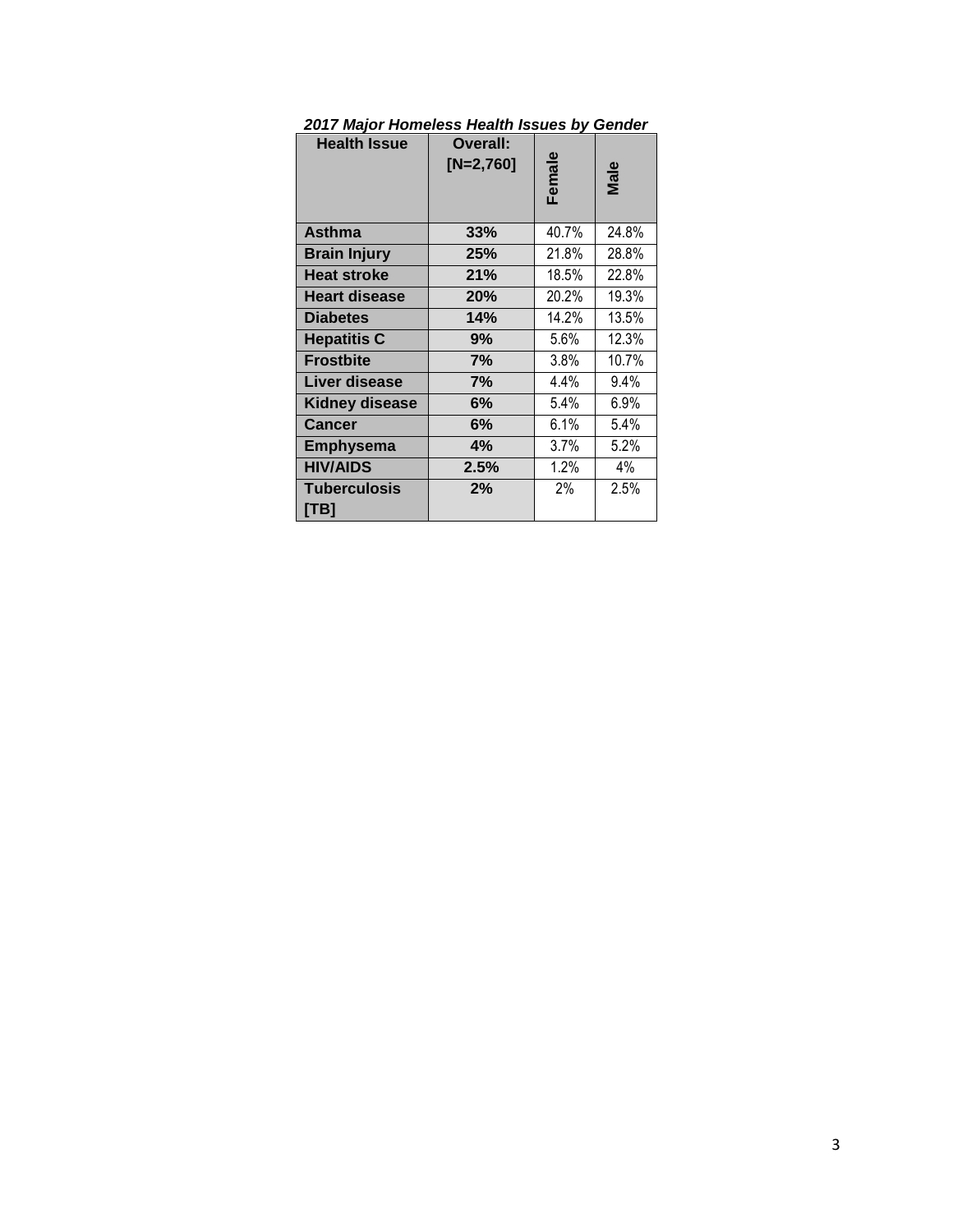***2017 Major Homeless Health Issues by Gender***

| Health Issue | Overall: [N=2,760] | Female | Male |
|---|---|---|---|
| **Asthma** | **33%** | 40.7% | 24.8% |
| **Brain Injury** | **25%** | 21.8% | 28.8% |
| **Heat stroke** | **21%** | 18.5% | 22.8% |
| **Heart disease** | **20%** | 20.2% | 19.3% |
| **Diabetes** | **14%** | 14.2% | 13.5% |
| **Hepatitis C** | **9%** | 5.6% | 12.3% |
| **Frostbite** | **7%** | 3.8% | 10.7% |
| **Liver disease** | **7%** | 4.4% | 9.4% |
| **Kidney disease** | **6%** | 5.4% | 6.9% |
| **Cancer** | **6%** | 6.1% | 5.4% |
| **Emphysema** | **4%** | 3.7% | 5.2% |
| **HIV/AIDS** | **2.5%** | 1.2% | 4% |
| **Tuberculosis [TB]** | **2%** | 2% | 2.5% |